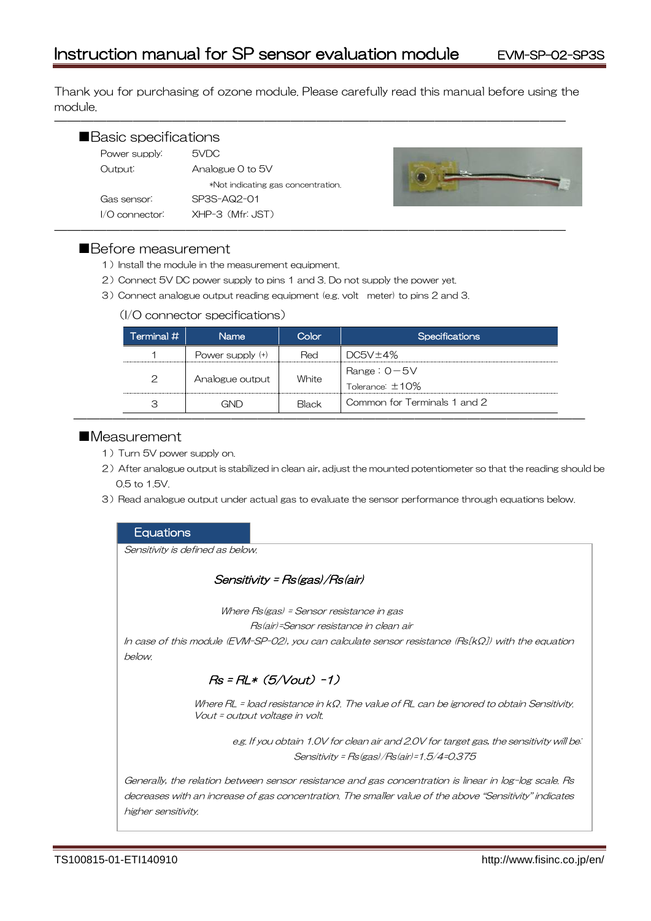# Instruction manual for SP sensor evaluation module

EVM-SP-02-SP3S

Thank you for purchasing of ozone module. Please carefully read this manual before using the module.

## ■Basic specifications

Power supply: 5VDC

Output: Analogue 0 to 5V

\*Not indicating gas concentration.

Gas sensor: SP3S-AQ2-01

I/O connector: XHP-3（Mfr: JST）

## ■Before measurement

1）Install the module in the measurement equipment.

2）Connect 5V DC power supply to pins 1 and 3. Do not supply the power yet.

3）Connect analogue output reading equipment (e.g. volt meter) to pins 2 and 3.

（I/O connector specifications）

| Terminal # | Name | Color | Specifications |
|---|---|---|---|
| 1 | Power supply (+) | Red | DC5V±4% |
| 2 | Analogue output | White | Range：0－5V<br>Tolerance: ±10% |
| 3 | GND | Black | Common for Terminals 1 and 2 |

## ■Measurement

1）Turn 5V power supply on.

2）After analogue output is stabilized in clean air, adjust the mounted potentiometer so that the reading should be 0.5 to 1.5V.

3）Read analogue output under actual gas to evaluate the sensor performance through equations below.

### Equations

*Sensitivity is defined as below.*

$$Sensitivity = Rs(gas)/Rs(air)$$

*Where Rs(gas) = Sensor resistance in gas*

*Rs(air)=Sensor resistance in clean air*

*In case of this module (EVM-SP-02), you can calculate sensor resistance (Rs[kΩ]) with the equation below.*

$$Rs = RL * (5/Vout) - 1)$$

*Where RL = load resistance in kΩ. The value of RL can be ignored to obtain Sensitivity.*
*Vout = output voltage in volt.*

*e.g. If you obtain 1.0V for clean air and 2.0V for target gas, the sensitivity will be:*

*Sensitivity = Rs(gas)/Rs(air)=1.5/4=0.375*

*Generally, the relation between sensor resistance and gas concentration is linear in log-log scale. Rs decreases with an increase of gas concentration. The smaller value of the above "Sensitivity" indicates higher sensitivity.*

TS100815-01-ETI140910 http://www.fisinc.co.jp/en/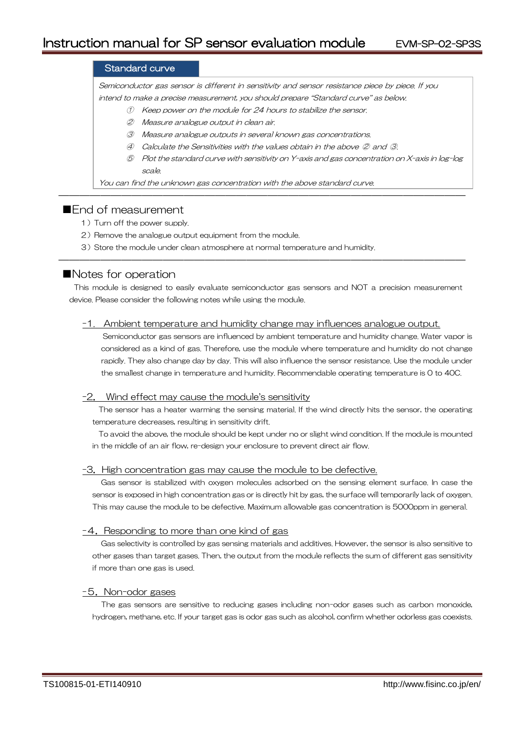## Standard curve

*Semiconductor gas sensor is different in sensitivity and sensor resistance piece by piece. If you intend to make a precise measurement, you should prepare "Standard curve" as below.*

- ① *Keep power on the module for 24 hours to stabilize the sensor.*
- ② *Measure analogue output in clean air.*
- ③ *Measure analogue outputs in several known gas concentrations.*
- ④ *Calculate the Sensitivities with the values obtain in the above ② and ③.*
- ⑤ *Plot the standard curve with sensitivity on Y-axis and gas concentration on X-axis in log-log scale.*

*You can find the unknown gas concentration with the above standard curve.*

---

## ■End of measurement

1）Turn off the power supply.

2）Remove the analogue output equipment from the module.

3）Store the module under clean atmosphere at normal temperature and humidity.

---

## ■Notes for operation

This module is designed to easily evaluate semiconductor gas sensors and NOT a precision measurement device. Please consider the following notes while using the module.

### -1. Ambient temperature and humidity change may influences analogue output.

Semiconductor gas sensors are influenced by ambient temperature and humidity change. Water vapor is considered as a kind of gas. Therefore, use the module where temperature and humidity do not change rapidly. They also change day by day. This will also influence the sensor resistance. Use the module under the smallest change in temperature and humidity. Recommendable operating temperature is 0 to 40C.

### -2. Wind effect may cause the module's sensitivity

The sensor has a heater warming the sensing material. If the wind directly hits the sensor, the operating temperature decreases, resulting in sensitivity drift.

To avoid the above, the module should be kept under no or slight wind condition. If the module is mounted in the middle of an air flow, re-design your enclosure to prevent direct air flow.

### -3. High concentration gas may cause the module to be defective.

Gas sensor is stabilized with oxygen molecules adsorbed on the sensing element surface. In case the sensor is exposed in high concentration gas or is directly hit by gas, the surface will temporarily lack of oxygen. This may cause the module to be defective. Maximum allowable gas concentration is 5000ppm in general.

### -4. Responding to more than one kind of gas

Gas selectivity is controlled by gas sensing materials and additives. However, the sensor is also sensitive to other gases than target gases. Then, the output from the module reflects the sum of different gas sensitivity if more than one gas is used.

### -5. Non-odor gases

The gas sensors are sensitive to reducing gases including non-odor gases such as carbon monoxide, hydrogen, methane, etc. If your target gas is odor gas such as alcohol, confirm whether odorless gas coexists.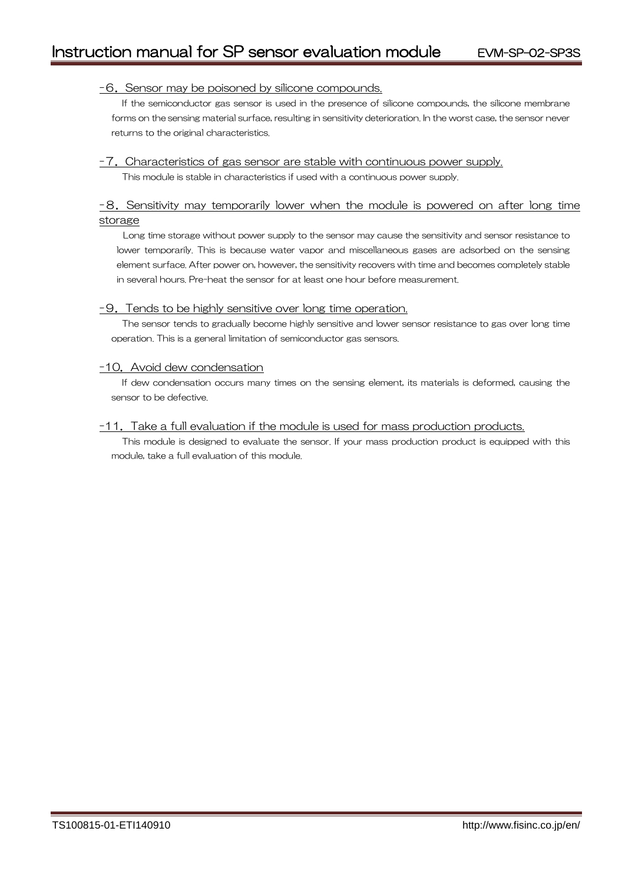### -6. Sensor may be poisoned by silicone compounds.

If the semiconductor gas sensor is used in the presence of silicone compounds, the silicone membrane forms on the sensing material surface, resulting in sensitivity deterioration. In the worst case, the sensor never returns to the original characteristics.

### -7. Characteristics of gas sensor are stable with continuous power supply.

This module is stable in characteristics if used with a continuous power supply.

### -8. Sensitivity may temporarily lower when the module is powered on after long time storage

Long time storage without power supply to the sensor may cause the sensitivity and sensor resistance to lower temporarily. This is because water vapor and miscellaneous gases are adsorbed on the sensing element surface. After power on, however, the sensitivity recovers with time and becomes completely stable in several hours. Pre-heat the sensor for at least one hour before measurement.

### -9. Tends to be highly sensitive over long time operation.

The sensor tends to gradually become highly sensitive and lower sensor resistance to gas over long time operation. This is a general limitation of semiconductor gas sensors.

### -10. Avoid dew condensation

If dew condensation occurs many times on the sensing element, its materials is deformed, causing the sensor to be defective.

### -11. Take a full evaluation if the module is used for mass production products.

This module is designed to evaluate the sensor. If your mass production product is equipped with this module, take a full evaluation of this module.